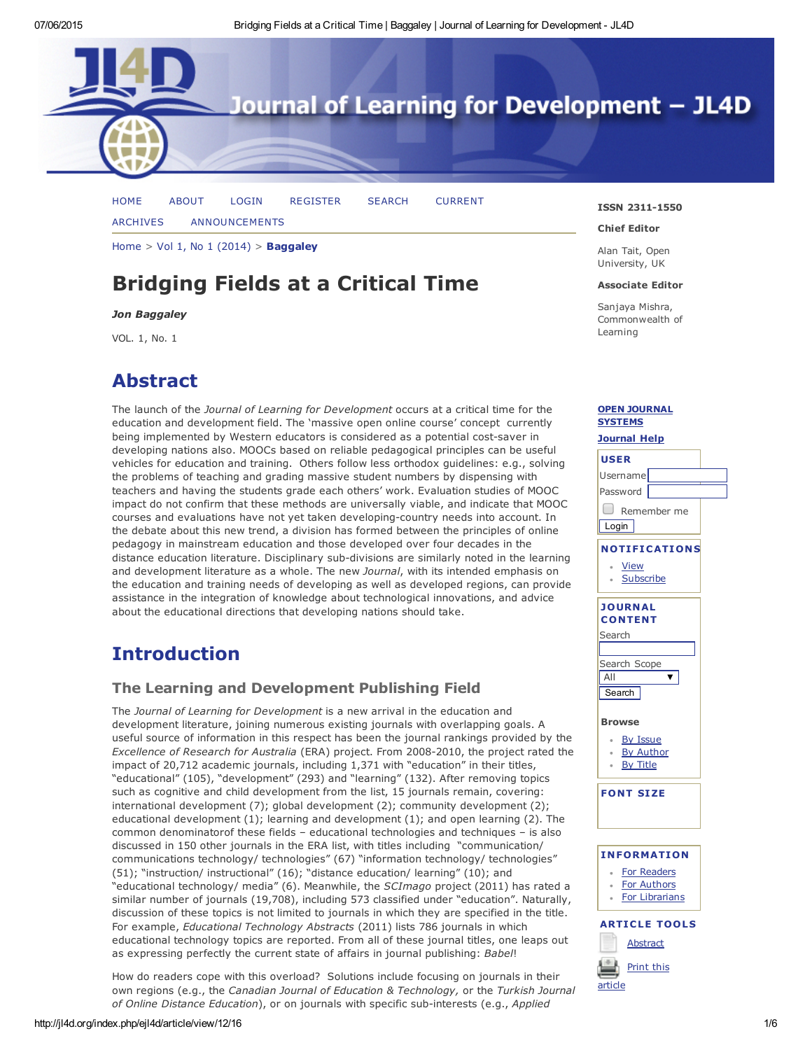# Bridging Fields at a Critical Time

***Jon Baggaley***

VOL. 1, No. 1

## Abstract

The launch of the *Journal of Learning for Development* occurs at a critical time for the education and development field. The 'massive open online course' concept currently being implemented by Western educators is considered as a potential cost-saver in developing nations also. MOOCs based on reliable pedagogical principles can be useful vehicles for education and training. Others follow less orthodox guidelines: e.g., solving the problems of teaching and grading massive student numbers by dispensing with teachers and having the students grade each others' work. Evaluation studies of MOOC impact do not confirm that these methods are universally viable, and indicate that MOOC courses and evaluations have not yet taken developing-country needs into account. In the debate about this new trend, a division has formed between the principles of online pedagogy in mainstream education and those developed over four decades in the distance education literature. Disciplinary sub-divisions are similarly noted in the learning and development literature as a whole. The new *Journal*, with its intended emphasis on the education and training needs of developing as well as developed regions, can provide assistance in the integration of knowledge about technological innovations, and advice about the educational directions that developing nations should take.

## Introduction

### The Learning and Development Publishing Field

The *Journal of Learning for Development* is a new arrival in the education and development literature, joining numerous existing journals with overlapping goals. A useful source of information in this respect has been the journal rankings provided by the *Excellence of Research for Australia* (ERA) project. From 2008-2010, the project rated the impact of 20,712 academic journals, including 1,371 with "education" in their titles, "educational" (105), "development" (293) and "learning" (132). After removing topics such as cognitive and child development from the list, 15 journals remain, covering: international development (7); global development (2); community development (2); educational development (1); learning and development (1); and open learning (2). The common denominatorof these fields – educational technologies and techniques – is also discussed in 150 other journals in the ERA list, with titles including "communication/ communications technology/ technologies" (67) "information technology/ technologies" (51); "instruction/ instructional" (16); "distance education/ learning" (10); and "educational technology/ media" (6). Meanwhile, the *SCImago* project (2011) has rated a similar number of journals (19,708), including 573 classified under "education". Naturally, discussion of these topics is not limited to journals in which they are specified in the title. For example, *Educational Technology Abstracts* (2011) lists 786 journals in which educational technology topics are reported. From all of these journal titles, one leaps out as expressing perfectly the current state of affairs in journal publishing: *Babel*!

How do readers cope with this overload? Solutions include focusing on journals in their own regions (e.g., the *Canadian Journal of Education & Technology,* or the *Turkish Journal of Online Distance Education*), or on journals with specific sub-interests (e.g., *Applied*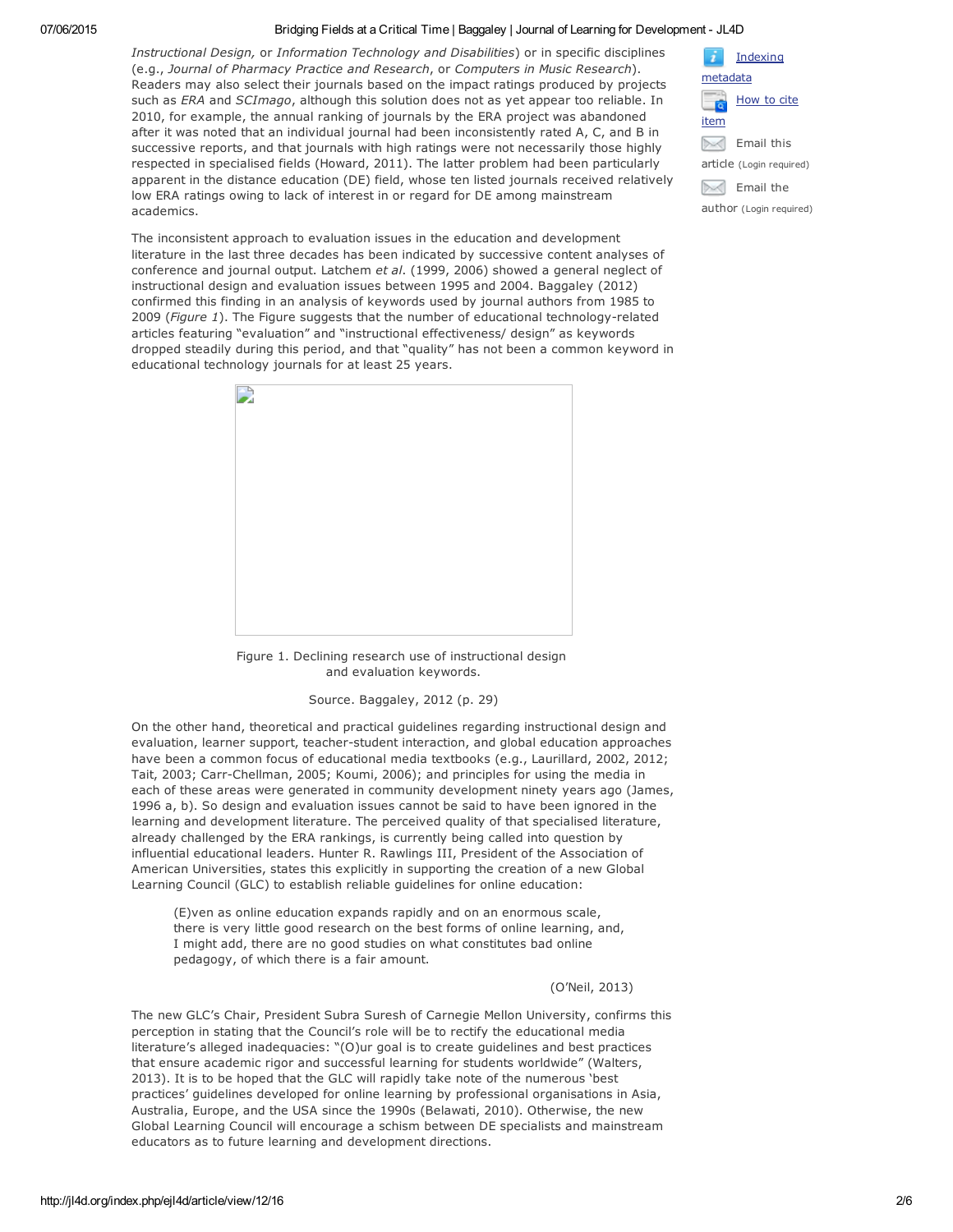*Instructional Design*, or *Information Technology and Disabilities*) or in specific disciplines (e.g., *Journal of Pharmacy Practice and Research*, or *Computers in Music Research*). Readers may also select their journals based on the impact ratings produced by projects such as *ERA* and *SCImago*, although this solution does not as yet appear too reliable. In 2010, for example, the annual ranking of journals by the ERA project was abandoned after it was noted that an individual journal had been inconsistently rated A, C, and B in successive reports, and that journals with high ratings were not necessarily those highly respected in specialised fields (Howard, 2011). The latter problem had been particularly apparent in the distance education (DE) field, whose ten listed journals received relatively low ERA ratings owing to lack of interest in or regard for DE among mainstream academics.

The inconsistent approach to evaluation issues in the education and development literature in the last three decades has been indicated by successive content analyses of conference and journal output. Latchem *et al*. (1999, 2006) showed a general neglect of instructional design and evaluation issues between 1995 and 2004. Baggaley (2012) confirmed this finding in an analysis of keywords used by journal authors from 1985 to 2009 (*Figure 1*). The Figure suggests that the number of educational technology-related articles featuring "evaluation" and "instructional effectiveness/ design" as keywords dropped steadily during this period, and that "quality" has not been a common keyword in educational technology journals for at least 25 years.

Figure 1. Declining research use of instructional design and evaluation keywords.

Source. Baggaley, 2012 (p. 29)

On the other hand, theoretical and practical guidelines regarding instructional design and evaluation, learner support, teacher-student interaction, and global education approaches have been a common focus of educational media textbooks (e.g., Laurillard, 2002, 2012; Tait, 2003; Carr-Chellman, 2005; Koumi, 2006); and principles for using the media in each of these areas were generated in community development ninety years ago (James, 1996 a, b). So design and evaluation issues cannot be said to have been ignored in the learning and development literature. The perceived quality of that specialised literature, already challenged by the ERA rankings, is currently being called into question by influential educational leaders. Hunter R. Rawlings III, President of the Association of American Universities, states this explicitly in supporting the creation of a new Global Learning Council (GLC) to establish reliable guidelines for online education:

> (E)ven as online education expands rapidly and on an enormous scale, there is very little good research on the best forms of online learning, and, I might add, there are no good studies on what constitutes bad online pedagogy, of which there is a fair amount.
>
> (O'Neil, 2013)

The new GLC's Chair, President Subra Suresh of Carnegie Mellon University, confirms this perception in stating that the Council's role will be to rectify the educational media literature's alleged inadequacies: "(O)ur goal is to create guidelines and best practices that ensure academic rigor and successful learning for students worldwide" (Walters, 2013). It is to be hoped that the GLC will rapidly take note of the numerous 'best practices' guidelines developed for online learning by professional organisations in Asia, Australia, Europe, and the USA since the 1990s (Belawati, 2010). Otherwise, the new Global Learning Council will encourage a schism between DE specialists and mainstream educators as to future learning and development directions.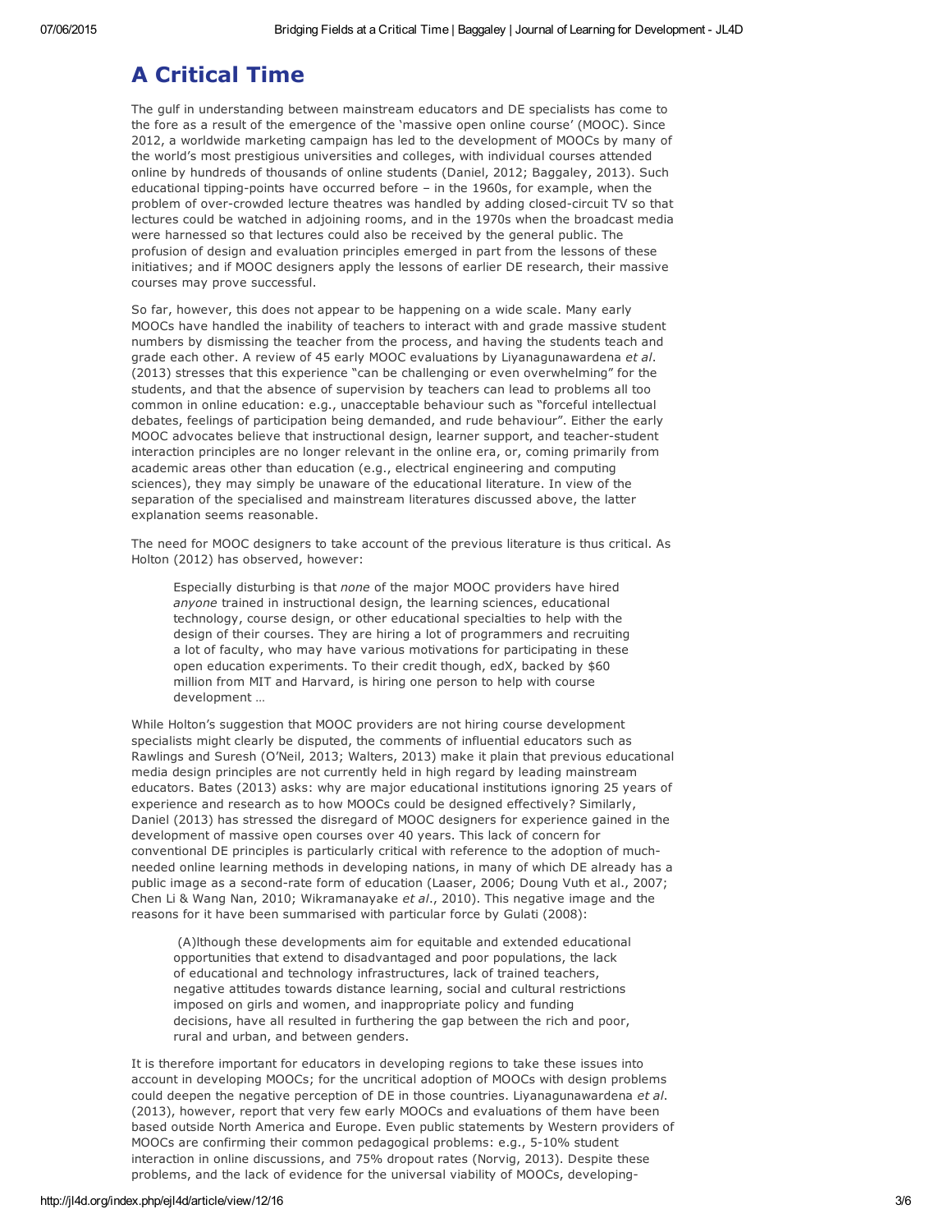## A Critical Time

The gulf in understanding between mainstream educators and DE specialists has come to the fore as a result of the emergence of the 'massive open online course' (MOOC). Since 2012, a worldwide marketing campaign has led to the development of MOOCs by many of the world's most prestigious universities and colleges, with individual courses attended online by hundreds of thousands of online students (Daniel, 2012; Baggaley, 2013). Such educational tipping-points have occurred before – in the 1960s, for example, when the problem of over-crowded lecture theatres was handled by adding closed-circuit TV so that lectures could be watched in adjoining rooms, and in the 1970s when the broadcast media were harnessed so that lectures could also be received by the general public. The profusion of design and evaluation principles emerged in part from the lessons of these initiatives; and if MOOC designers apply the lessons of earlier DE research, their massive courses may prove successful.

So far, however, this does not appear to be happening on a wide scale. Many early MOOCs have handled the inability of teachers to interact with and grade massive student numbers by dismissing the teacher from the process, and having the students teach and grade each other. A review of 45 early MOOC evaluations by Liyanagunawardena *et al*. (2013) stresses that this experience "can be challenging or even overwhelming" for the students, and that the absence of supervision by teachers can lead to problems all too common in online education: e.g., unacceptable behaviour such as "forceful intellectual debates, feelings of participation being demanded, and rude behaviour". Either the early MOOC advocates believe that instructional design, learner support, and teacher-student interaction principles are no longer relevant in the online era, or, coming primarily from academic areas other than education (e.g., electrical engineering and computing sciences), they may simply be unaware of the educational literature. In view of the separation of the specialised and mainstream literatures discussed above, the latter explanation seems reasonable.

The need for MOOC designers to take account of the previous literature is thus critical. As Holton (2012) has observed, however:

> Especially disturbing is that *none* of the major MOOC providers have hired *anyone* trained in instructional design, the learning sciences, educational technology, course design, or other educational specialties to help with the design of their courses. They are hiring a lot of programmers and recruiting a lot of faculty, who may have various motivations for participating in these open education experiments. To their credit though, edX, backed by $60 million from MIT and Harvard, is hiring one person to help with course development …

While Holton's suggestion that MOOC providers are not hiring course development specialists might clearly be disputed, the comments of influential educators such as Rawlings and Suresh (O'Neil, 2013; Walters, 2013) make it plain that previous educational media design principles are not currently held in high regard by leading mainstream educators. Bates (2013) asks: why are major educational institutions ignoring 25 years of experience and research as to how MOOCs could be designed effectively? Similarly, Daniel (2013) has stressed the disregard of MOOC designers for experience gained in the development of massive open courses over 40 years. This lack of concern for conventional DE principles is particularly critical with reference to the adoption of much-needed online learning methods in developing nations, in many of which DE already has a public image as a second-rate form of education (Laaser, 2006; Doung Vuth et al., 2007; Chen Li & Wang Nan, 2010; Wikramanayake *et al*., 2010). This negative image and the reasons for it have been summarised with particular force by Gulati (2008):

> (A)lthough these developments aim for equitable and extended educational opportunities that extend to disadvantaged and poor populations, the lack of educational and technology infrastructures, lack of trained teachers, negative attitudes towards distance learning, social and cultural restrictions imposed on girls and women, and inappropriate policy and funding decisions, have all resulted in furthering the gap between the rich and poor, rural and urban, and between genders.

It is therefore important for educators in developing regions to take these issues into account in developing MOOCs; for the uncritical adoption of MOOCs with design problems could deepen the negative perception of DE in those countries. Liyanagunawardena *et al*. (2013), however, report that very few early MOOCs and evaluations of them have been based outside North America and Europe. Even public statements by Western providers of MOOCs are confirming their common pedagogical problems: e.g., 5-10% student interaction in online discussions, and 75% dropout rates (Norvig, 2013). Despite these problems, and the lack of evidence for the universal viability of MOOCs, developing-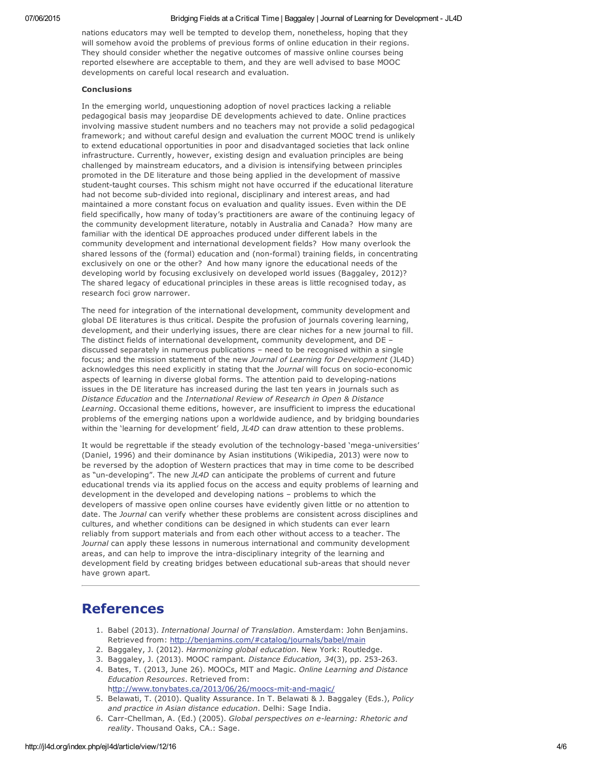nations educators may well be tempted to develop them, nonetheless, hoping that they will somehow avoid the problems of previous forms of online education in their regions. They should consider whether the negative outcomes of massive online courses being reported elsewhere are acceptable to them, and they are well advised to base MOOC developments on careful local research and evaluation.

**Conclusions**

In the emerging world, unquestioning adoption of novel practices lacking a reliable pedagogical basis may jeopardise DE developments achieved to date. Online practices involving massive student numbers and no teachers may not provide a solid pedagogical framework; and without careful design and evaluation the current MOOC trend is unlikely to extend educational opportunities in poor and disadvantaged societies that lack online infrastructure. Currently, however, existing design and evaluation principles are being challenged by mainstream educators, and a division is intensifying between principles promoted in the DE literature and those being applied in the development of massive student-taught courses. This schism might not have occurred if the educational literature had not become sub-divided into regional, disciplinary and interest areas, and had maintained a more constant focus on evaluation and quality issues. Even within the DE field specifically, how many of today's practitioners are aware of the continuing legacy of the community development literature, notably in Australia and Canada? How many are familiar with the identical DE approaches produced under different labels in the community development and international development fields? How many overlook the shared lessons of the (formal) education and (non-formal) training fields, in concentrating exclusively on one or the other? And how many ignore the educational needs of the developing world by focusing exclusively on developed world issues (Baggaley, 2012)? The shared legacy of educational principles in these areas is little recognised today, as research foci grow narrower.

The need for integration of the international development, community development and global DE literatures is thus critical. Despite the profusion of journals covering learning, development, and their underlying issues, there are clear niches for a new journal to fill. The distinct fields of international development, community development, and DE – discussed separately in numerous publications – need to be recognised within a single focus; and the mission statement of the new *Journal of Learning for Development* (JL4D) acknowledges this need explicitly in stating that the *Journal* will focus on socio-economic aspects of learning in diverse global forms. The attention paid to developing-nations issues in the DE literature has increased during the last ten years in journals such as *Distance Education* and the *International Review of Research in Open & Distance Learning*. Occasional theme editions, however, are insufficient to impress the educational problems of the emerging nations upon a worldwide audience, and by bridging boundaries within the 'learning for development' field, *JL4D* can draw attention to these problems.

It would be regrettable if the steady evolution of the technology-based 'mega-universities' (Daniel, 1996) and their dominance by Asian institutions (Wikipedia, 2013) were now to be reversed by the adoption of Western practices that may in time come to be described as "un-developing". The new *JL4D* can anticipate the problems of current and future educational trends via its applied focus on the access and equity problems of learning and development in the developed and developing nations – problems to which the developers of massive open online courses have evidently given little or no attention to date. The *Journal* can verify whether these problems are consistent across disciplines and cultures, and whether conditions can be designed in which students can ever learn reliably from support materials and from each other without access to a teacher. The *Journal* can apply these lessons in numerous international and community development areas, and can help to improve the intra-disciplinary integrity of the learning and development field by creating bridges between educational sub-areas that should never have grown apart.

---

# References

1. Babel (2013). *International Journal of Translation*. Amsterdam: John Benjamins. Retrieved from: http://benjamins.com/#catalog/journals/babel/main
2. Baggaley, J. (2012). *Harmonizing global education*. New York: Routledge.
3. Baggaley, J. (2013). MOOC rampant. *Distance Education, 34*(3), pp. 253-263.
4. Bates, T. (2013, June 26). MOOCs, MIT and Magic. *Online Learning and Distance Education Resources*. Retrieved from: http://www.tonybates.ca/2013/06/26/moocs-mit-and-magic/
5. Belawati, T. (2010). Quality Assurance. In T. Belawati & J. Baggaley (Eds.), *Policy and practice in Asian distance education*. Delhi: Sage India.
6. Carr-Chellman, A. (Ed.) (2005). *Global perspectives on e-learning: Rhetoric and reality*. Thousand Oaks, CA.: Sage.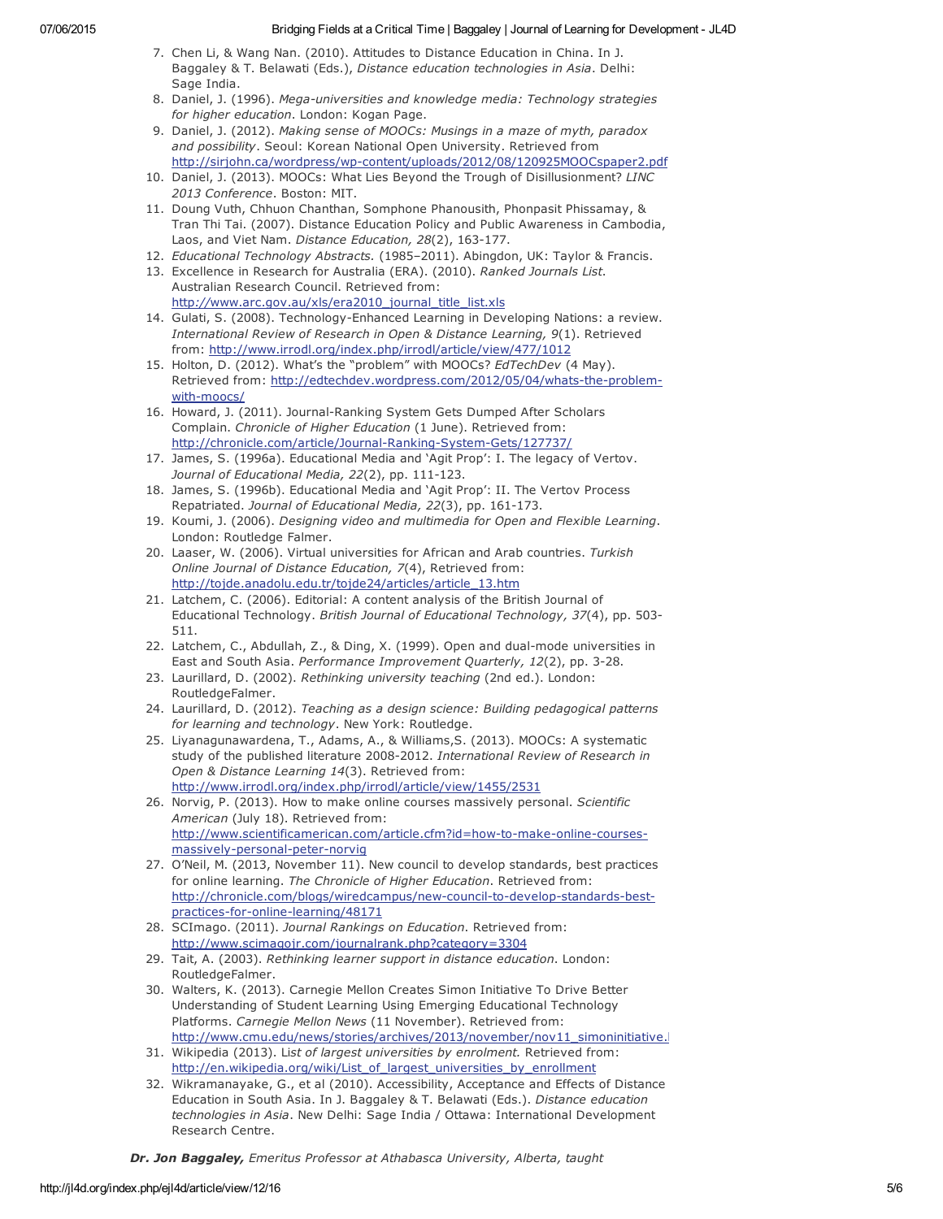7. Chen Li, & Wang Nan. (2010). Attitudes to Distance Education in China. In J. Baggaley & T. Belawati (Eds.), *Distance education technologies in Asia*. Delhi: Sage India.
8. Daniel, J. (1996). *Mega-universities and knowledge media: Technology strategies for higher education*. London: Kogan Page.
9. Daniel, J. (2012). *Making sense of MOOCs: Musings in a maze of myth, paradox and possibility*. Seoul: Korean National Open University. Retrieved from http://sirjohn.ca/wordpress/wp-content/uploads/2012/08/120925MOOCspaper2.pdf
10. Daniel, J. (2013). MOOCs: What Lies Beyond the Trough of Disillusionment? *LINC 2013 Conference*. Boston: MIT.
11. Doung Vuth, Chhuon Chanthan, Somphone Phanousith, Phonpasit Phissamay, & Tran Thi Tai. (2007). Distance Education Policy and Public Awareness in Cambodia, Laos, and Viet Nam. *Distance Education, 28*(2), 163-177.
12. *Educational Technology Abstracts.* (1985–2011). Abingdon, UK: Taylor & Francis.
13. Excellence in Research for Australia (ERA). (2010). *Ranked Journals List*. Australian Research Council. Retrieved from: http://www.arc.gov.au/xls/era2010_journal_title_list.xls
14. Gulati, S. (2008). Technology-Enhanced Learning in Developing Nations: a review. *International Review of Research in Open & Distance Learning, 9*(1). Retrieved from: http://www.irrodl.org/index.php/irrodl/article/view/477/1012
15. Holton, D. (2012). What's the "problem" with MOOCs? *EdTechDev* (4 May). Retrieved from: http://edtechdev.wordpress.com/2012/05/04/whats-the-problem-with-moocs/
16. Howard, J. (2011). Journal-Ranking System Gets Dumped After Scholars Complain. *Chronicle of Higher Education* (1 June). Retrieved from: http://chronicle.com/article/Journal-Ranking-System-Gets/127737/
17. James, S. (1996a). Educational Media and 'Agit Prop': I. The legacy of Vertov. *Journal of Educational Media, 22*(2), pp. 111-123.
18. James, S. (1996b). Educational Media and 'Agit Prop': II. The Vertov Process Repatriated. *Journal of Educational Media, 22*(3), pp. 161-173.
19. Koumi, J. (2006). *Designing video and multimedia for Open and Flexible Learning*. London: Routledge Falmer.
20. Laaser, W. (2006). Virtual universities for African and Arab countries. *Turkish Online Journal of Distance Education, 7*(4), Retrieved from: http://tojde.anadolu.edu.tr/tojde24/articles/article_13.htm
21. Latchem, C. (2006). Editorial: A content analysis of the British Journal of Educational Technology. *British Journal of Educational Technology, 37*(4), pp. 503-511.
22. Latchem, C., Abdullah, Z., & Ding, X. (1999). Open and dual-mode universities in East and South Asia. *Performance Improvement Quarterly, 12*(2), pp. 3-28.
23. Laurillard, D. (2002). *Rethinking university teaching* (2nd ed.). London: RoutledgeFalmer.
24. Laurillard, D. (2012). *Teaching as a design science: Building pedagogical patterns for learning and technology*. New York: Routledge.
25. Liyanagunawardena, T., Adams, A., & Williams,S. (2013). MOOCs: A systematic study of the published literature 2008-2012. *International Review of Research in Open & Distance Learning 14*(3). Retrieved from: http://www.irrodl.org/index.php/irrodl/article/view/1455/2531
26. Norvig, P. (2013). How to make online courses massively personal. *Scientific American* (July 18). Retrieved from: http://www.scientificamerican.com/article.cfm?id=how-to-make-online-courses-massively-personal-peter-norvig
27. O'Neil, M. (2013, November 11). New council to develop standards, best practices for online learning. *The Chronicle of Higher Education*. Retrieved from: http://chronicle.com/blogs/wiredcampus/new-council-to-develop-standards-best-practices-for-online-learning/48171
28. SCImago. (2011). *Journal Rankings on Education*. Retrieved from: http://www.scimagojr.com/journalrank.php?category=3304
29. Tait, A. (2003). *Rethinking learner support in distance education*. London: RoutledgeFalmer.
30. Walters, K. (2013). Carnegie Mellon Creates Simon Initiative To Drive Better Understanding of Student Learning Using Emerging Educational Technology Platforms. *Carnegie Mellon News* (11 November). Retrieved from: http://www.cmu.edu/news/stories/archives/2013/november/nov11_simoninitiative.
31. Wikipedia (2013). Li*st of largest universities by enrolment.* Retrieved from: http://en.wikipedia.org/wiki/List_of_largest_universities_by_enrollment
32. Wikramanayake, G., et al (2010). Accessibility, Acceptance and Effects of Distance Education in South Asia. In J. Baggaley & T. Belawati (Eds.). *Distance education technologies in Asia*. New Delhi: Sage India / Ottawa: International Development Research Centre.

***Dr. Jon Baggaley**, Emeritus Professor at Athabasca University, Alberta, taught*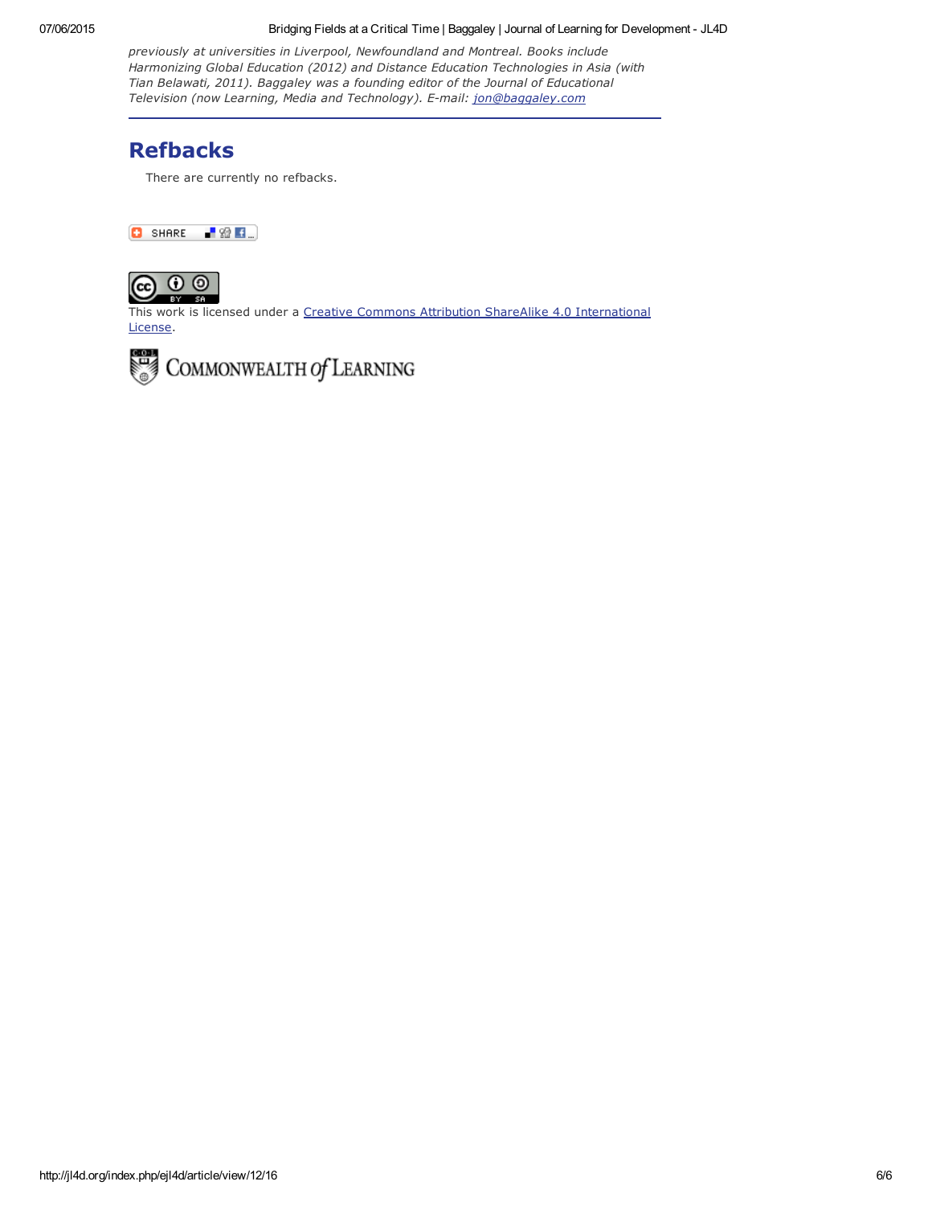*previously at universities in Liverpool, Newfoundland and Montreal. Books include Harmonizing Global Education (2012) and Distance Education Technologies in Asia (with Tian Belawati, 2011). Baggaley was a founding editor of the Journal of Educational Television (now Learning, Media and Technology). E-mail: jon@baggaley.com*

## Refbacks

There are currently no refbacks.

SHARE

This work is licensed under a Creative Commons Attribution ShareAlike 4.0 International License.

COMMONWEALTH *of* LEARNING